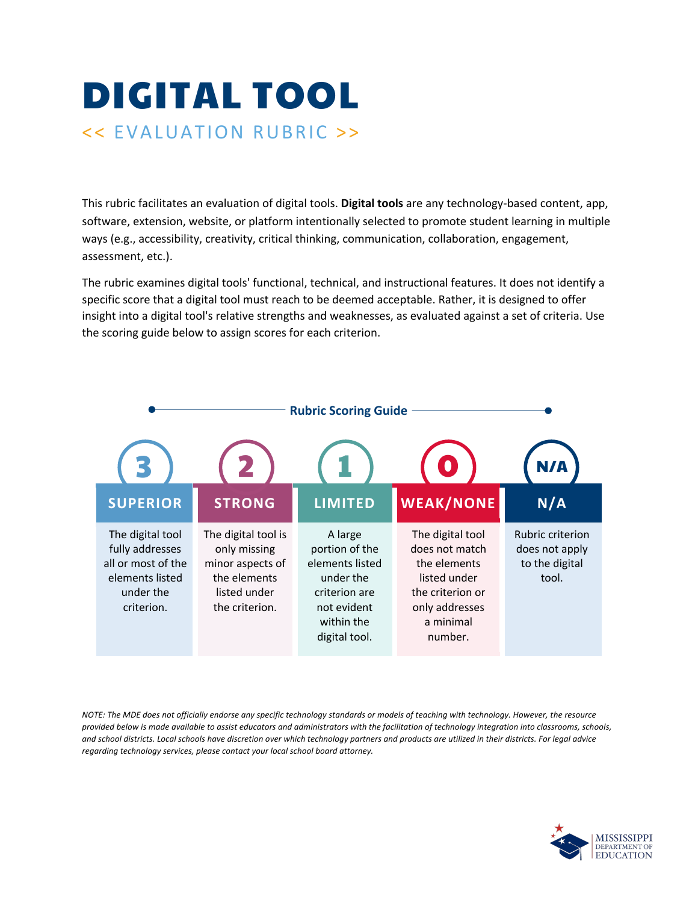# DIGITAL TOOL

<< EVALUATION RUBRIC >>

This rubric facilitates an evaluation of digital tools. **Digital tools** are any technology-based content, app, software, extension, website, or platform intentionally selected to promote student learning in multiple ways (e.g., accessibility, creativity, critical thinking, communication, collaboration, engagement, assessment, etc.).

The rubric examines digital tools' functional, technical, and instructional features. It does not identify a specific score that a digital tool must reach to be deemed acceptable. Rather, it is designed to offer insight into a digital tool's relative strengths and weaknesses, as evaluated against a set of criteria. Use the scoring guide below to assign scores for each criterion.

## Rubric Scoring Guide

| 3 | 2 | 1 | 0 | N/A |
|---|---|---|---|---|
| SUPERIOR | STRONG | LIMITED | WEAK/NONE | N/A |
| The digital tool fully addresses all or most of the elements listed under the criterion. | The digital tool is only missing minor aspects of the elements listed under the criterion. | A large portion of the elements listed under the criterion are not evident within the digital tool. | The digital tool does not match the elements listed under the criterion or only addresses a minimal number. | Rubric criterion does not apply to the digital tool. |

*NOTE: The MDE does not officially endorse any specific technology standards or models of teaching with technology. However, the resource provided below is made available to assist educators and administrators with the facilitation of technology integration into classrooms, schools, and school districts. Local schools have discretion over which technology partners and products are utilized in their districts. For legal advice regarding technology services, please contact your local school board attorney.*

MISSISSIPPI DEPARTMENT OF EDUCATION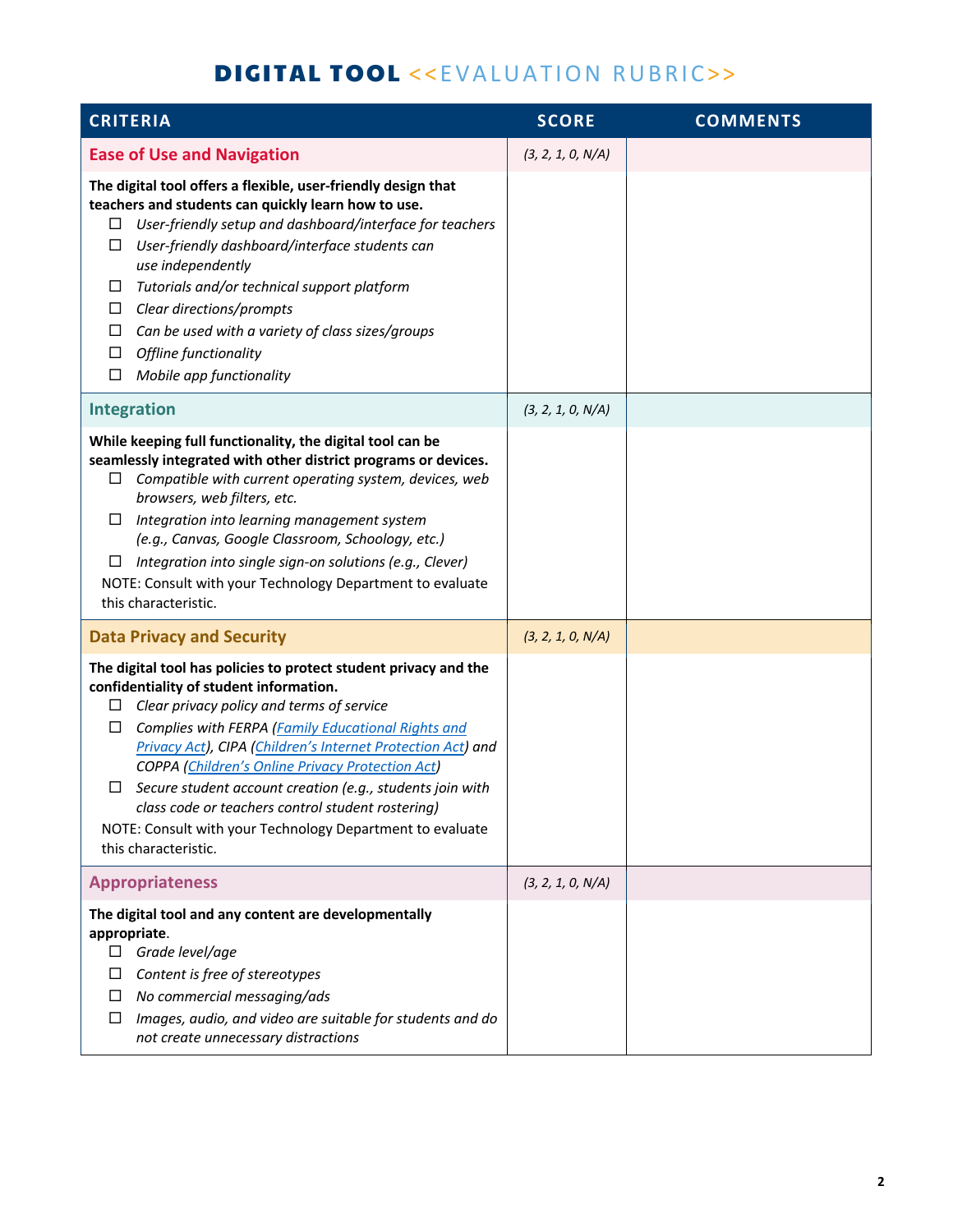# DIGITAL TOOL <<EVALUATION RUBRIC>>

| CRITERIA | SCORE | COMMENTS |
|---|---|---|
| **Ease of Use and Navigation** | *(3, 2, 1, 0, N/A)* | |
| **The digital tool offers a flexible, user-friendly design that teachers and students can quickly learn how to use.**<br>☐ *User-friendly setup and dashboard/interface for teachers*<br>☐ *User-friendly dashboard/interface students can use independently*<br>☐ *Tutorials and/or technical support platform*<br>☐ *Clear directions/prompts*<br>☐ *Can be used with a variety of class sizes/groups*<br>☐ *Offline functionality*<br>☐ *Mobile app functionality* | | |
| **Integration** | *(3, 2, 1, 0, N/A)* | |
| **While keeping full functionality, the digital tool can be seamlessly integrated with other district programs or devices.**<br>☐ *Compatible with current operating system, devices, web browsers, web filters, etc.*<br>☐ *Integration into learning management system (e.g., Canvas, Google Classroom, Schoology, etc.)*<br>☐ *Integration into single sign-on solutions (e.g., Clever)*<br>NOTE: Consult with your Technology Department to evaluate this characteristic. | | |
| **Data Privacy and Security** | *(3, 2, 1, 0, N/A)* | |
| **The digital tool has policies to protect student privacy and the confidentiality of student information.**<br>☐ *Clear privacy policy and terms of service*<br>☐ *Complies with FERPA (Family Educational Rights and Privacy Act), CIPA (Children's Internet Protection Act) and COPPA (Children's Online Privacy Protection Act)*<br>☐ *Secure student account creation (e.g., students join with class code or teachers control student rostering)*<br>NOTE: Consult with your Technology Department to evaluate this characteristic. | | |
| **Appropriateness** | *(3, 2, 1, 0, N/A)* | |
| **The digital tool and any content are developmentally appropriate.**<br>☐ *Grade level/age*<br>☐ *Content is free of stereotypes*<br>☐ *No commercial messaging/ads*<br>☐ *Images, audio, and video are suitable for students and do not create unnecessary distractions* | | |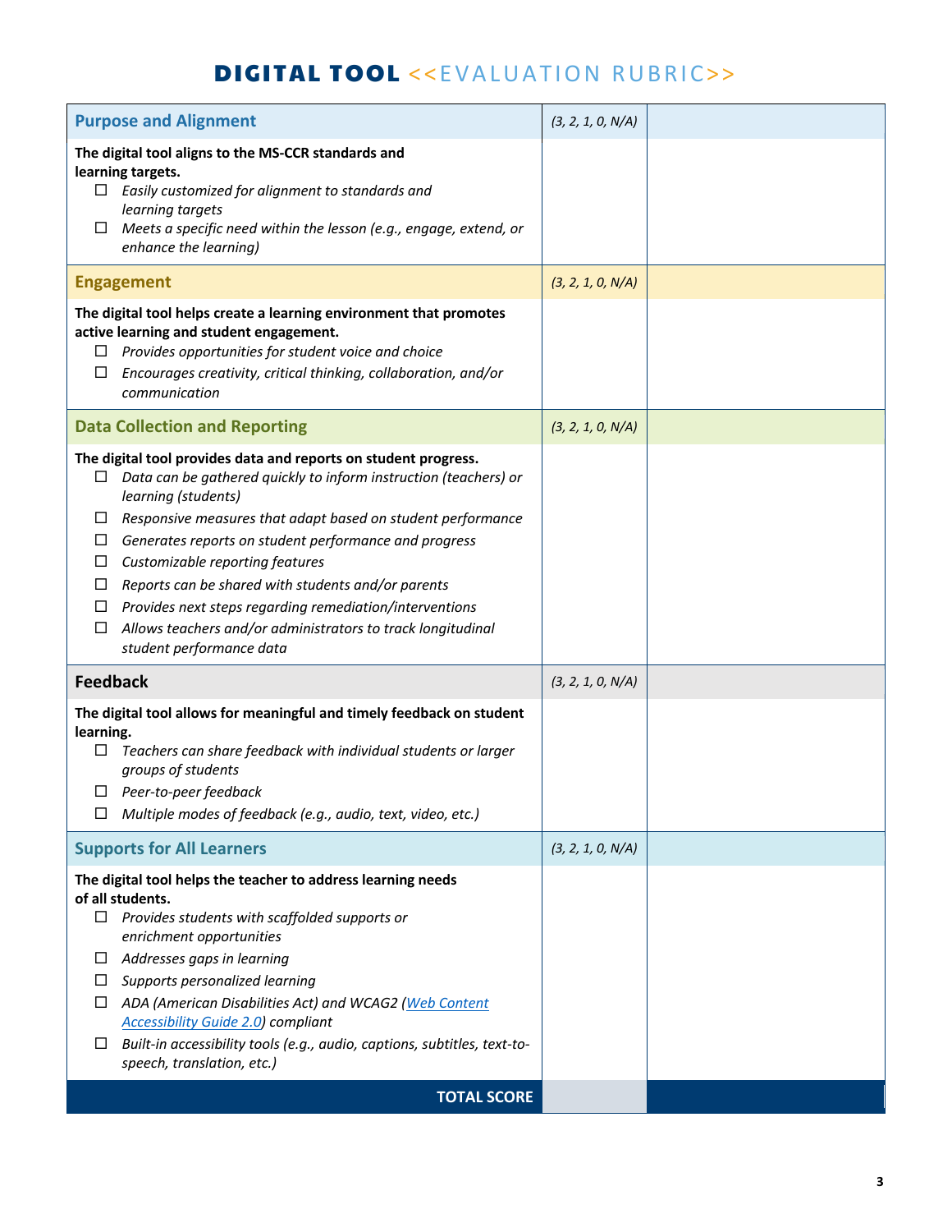# DIGITAL TOOL <<EVALUATION RUBRIC>>

| | | |
|---|---|---|
| **Purpose and Alignment** | *(3, 2, 1, 0, N/A)* | |
| **The digital tool aligns to the MS-CCR standards and learning targets.**<br>☐ *Easily customized for alignment to standards and learning targets*<br>☐ *Meets a specific need within the lesson (e.g., engage, extend, or enhance the learning)* | | |
| **Engagement** | *(3, 2, 1, 0, N/A)* | |
| **The digital tool helps create a learning environment that promotes active learning and student engagement.**<br>☐ *Provides opportunities for student voice and choice*<br>☐ *Encourages creativity, critical thinking, collaboration, and/or communication* | | |
| **Data Collection and Reporting** | *(3, 2, 1, 0, N/A)* | |
| **The digital tool provides data and reports on student progress.**<br>☐ *Data can be gathered quickly to inform instruction (teachers) or learning (students)*<br>☐ *Responsive measures that adapt based on student performance*<br>☐ *Generates reports on student performance and progress*<br>☐ *Customizable reporting features*<br>☐ *Reports can be shared with students and/or parents*<br>☐ *Provides next steps regarding remediation/interventions*<br>☐ *Allows teachers and/or administrators to track longitudinal student performance data* | | |
| **Feedback** | *(3, 2, 1, 0, N/A)* | |
| **The digital tool allows for meaningful and timely feedback on student learning.**<br>☐ *Teachers can share feedback with individual students or larger groups of students*<br>☐ *Peer-to-peer feedback*<br>☐ *Multiple modes of feedback (e.g., audio, text, video, etc.)* | | |
| **Supports for All Learners** | *(3, 2, 1, 0, N/A)* | |
| **The digital tool helps the teacher to address learning needs of all students.**<br>☐ *Provides students with scaffolded supports or enrichment opportunities*<br>☐ *Addresses gaps in learning*<br>☐ *Supports personalized learning*<br>☐ *ADA (American Disabilities Act) and WCAG2 (Web Content Accessibility Guide 2.0) compliant*<br>☐ *Built-in accessibility tools (e.g., audio, captions, subtitles, text-to-speech, translation, etc.)* | | |
| **TOTAL SCORE** | | |